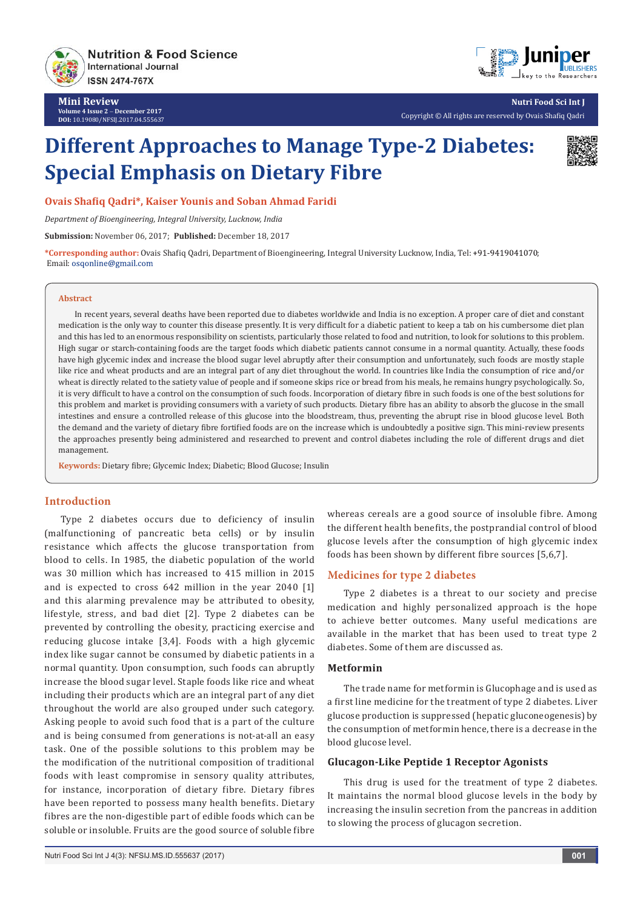Mini Review
Volume 4 Issue 2 – December 2017
DOI: 10.19080/NFSIJ.2017.04.555637

Copyright © All rights are reserved by Ovais Shafiq Qadri

# Different Approaches to Manage Type-2 Diabetes: Special Emphasis on Dietary Fibre

**Ovais Shafiq Qadri*, Kaiser Younis and Soban Ahmad Faridi**

*Department of Bioengineering, Integral University, Lucknow, India*

**Submission:** November 06, 2017; **Published:** December 18, 2017

***Corresponding author:** Ovais Shafiq Qadri, Department of Bioengineering, Integral University Lucknow, India, Tel: +91-9419041070; Email: osqonline@gmail.com

## Abstract

In recent years, several deaths have been reported due to diabetes worldwide and India is no exception. A proper care of diet and constant medication is the only way to counter this disease presently. It is very difficult for a diabetic patient to keep a tab on his cumbersome diet plan and this has led to an enormous responsibility on scientists, particularly those related to food and nutrition, to look for solutions to this problem. High sugar or starch-containing foods are the target foods which diabetic patients cannot consume in a normal quantity. Actually, these foods have high glycemic index and increase the blood sugar level abruptly after their consumption and unfortunately, such foods are mostly staple like rice and wheat products and are an integral part of any diet throughout the world. In countries like India the consumption of rice and/or wheat is directly related to the satiety value of people and if someone skips rice or bread from his meals, he remains hungry psychologically. So, it is very difficult to have a control on the consumption of such foods. Incorporation of dietary fibre in such foods is one of the best solutions for this problem and market is providing consumers with a variety of such products. Dietary fibre has an ability to absorb the glucose in the small intestines and ensure a controlled release of this glucose into the bloodstream, thus, preventing the abrupt rise in blood glucose level. Both the demand and the variety of dietary fibre fortified foods are on the increase which is undoubtedly a positive sign. This mini-review presents the approaches presently being administered and researched to prevent and control diabetes including the role of different drugs and diet management.

**Keywords:** Dietary fibre; Glycemic Index; Diabetic; Blood Glucose; Insulin

## Introduction

Type 2 diabetes occurs due to deficiency of insulin (malfunctioning of pancreatic beta cells) or by insulin resistance which affects the glucose transportation from blood to cells. In 1985, the diabetic population of the world was 30 million which has increased to 415 million in 2015 and is expected to cross 642 million in the year 2040 [1] and this alarming prevalence may be attributed to obesity, lifestyle, stress, and bad diet [2]. Type 2 diabetes can be prevented by controlling the obesity, practicing exercise and reducing glucose intake [3,4]. Foods with a high glycemic index like sugar cannot be consumed by diabetic patients in a normal quantity. Upon consumption, such foods can abruptly increase the blood sugar level. Staple foods like rice and wheat including their products which are an integral part of any diet throughout the world are also grouped under such category. Asking people to avoid such food that is a part of the culture and is being consumed from generations is not-at-all an easy task. One of the possible solutions to this problem may be the modification of the nutritional composition of traditional foods with least compromise in sensory quality attributes, for instance, incorporation of dietary fibre. Dietary fibres have been reported to possess many health benefits. Dietary fibres are the non-digestible part of edible foods which can be soluble or insoluble. Fruits are the good source of soluble fibre whereas cereals are a good source of insoluble fibre. Among the different health benefits, the postprandial control of blood glucose levels after the consumption of high glycemic index foods has been shown by different fibre sources [5,6,7].

## Medicines for type 2 diabetes

Type 2 diabetes is a threat to our society and precise medication and highly personalized approach is the hope to achieve better outcomes. Many useful medications are available in the market that has been used to treat type 2 diabetes. Some of them are discussed as.

### Metformin

The trade name for metformin is Glucophage and is used as a first line medicine for the treatment of type 2 diabetes. Liver glucose production is suppressed (hepatic gluconeogenesis) by the consumption of metformin hence, there is a decrease in the blood glucose level.

### Glucagon-Like Peptide 1 Receptor Agonists

This drug is used for the treatment of type 2 diabetes. It maintains the normal blood glucose levels in the body by increasing the insulin secretion from the pancreas in addition to slowing the process of glucagon secretion.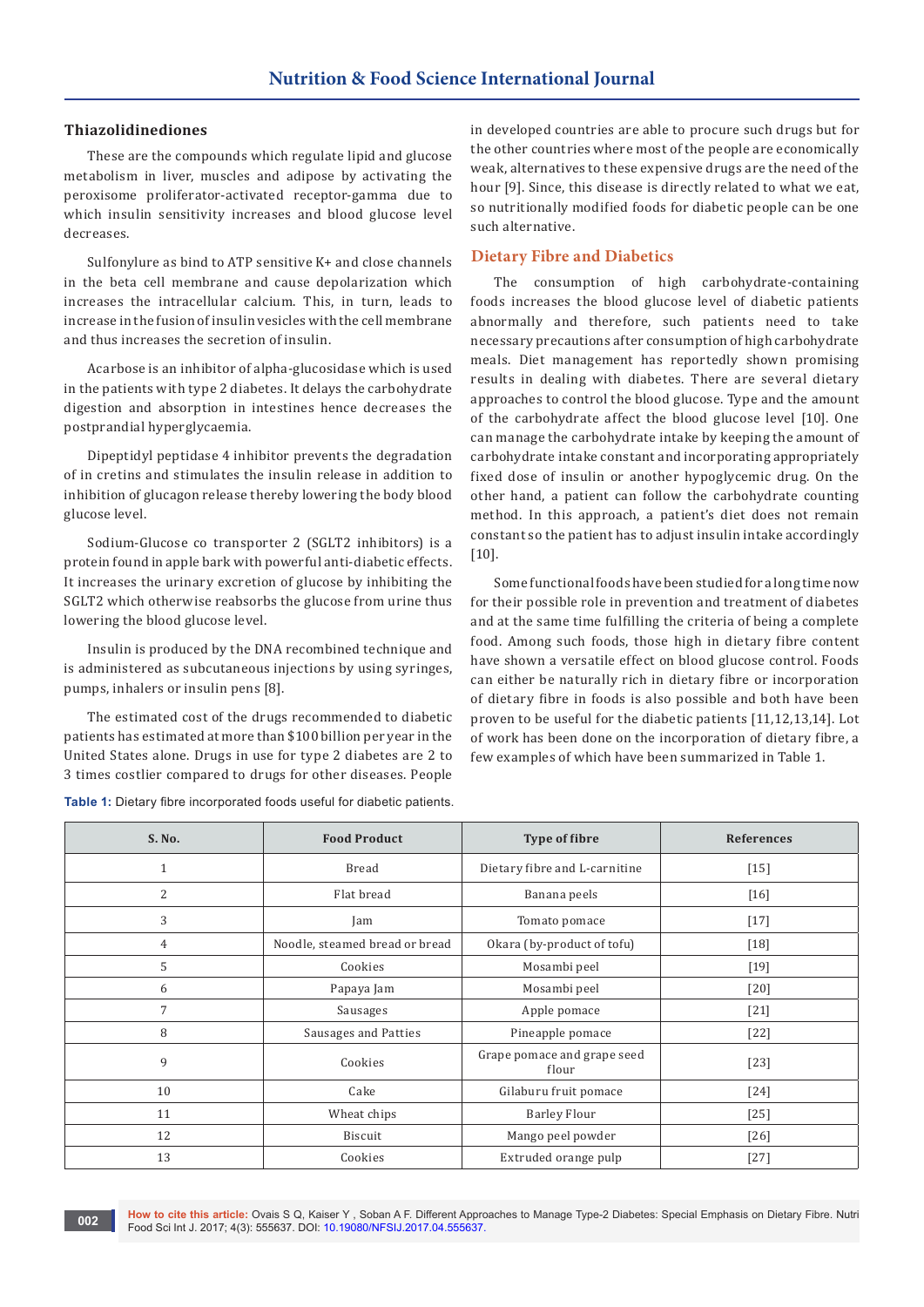### Thiazolidinediones

These are the compounds which regulate lipid and glucose metabolism in liver, muscles and adipose by activating the peroxisome proliferator-activated receptor-gamma due to which insulin sensitivity increases and blood glucose level decreases.

Sulfonylure as bind to ATP sensitive K+ and close channels in the beta cell membrane and cause depolarization which increases the intracellular calcium. This, in turn, leads to increase in the fusion of insulin vesicles with the cell membrane and thus increases the secretion of insulin.

Acarbose is an inhibitor of alpha-glucosidase which is used in the patients with type 2 diabetes. It delays the carbohydrate digestion and absorption in intestines hence decreases the postprandial hyperglycaemia.

Dipeptidyl peptidase 4 inhibitor prevents the degradation of in cretins and stimulates the insulin release in addition to inhibition of glucagon release thereby lowering the body blood glucose level.

Sodium-Glucose co transporter 2 (SGLT2 inhibitors) is a protein found in apple bark with powerful anti-diabetic effects. It increases the urinary excretion of glucose by inhibiting the SGLT2 which otherwise reabsorbs the glucose from urine thus lowering the blood glucose level.

Insulin is produced by the DNA recombined technique and is administered as subcutaneous injections by using syringes, pumps, inhalers or insulin pens [8].

The estimated cost of the drugs recommended to diabetic patients has estimated at more than $100 billion per year in the United States alone. Drugs in use for type 2 diabetes are 2 to 3 times costlier compared to drugs for other diseases. People in developed countries are able to procure such drugs but for the other countries where most of the people are economically weak, alternatives to these expensive drugs are the need of the hour [9]. Since, this disease is directly related to what we eat, so nutritionally modified foods for diabetic people can be one such alternative.

## Dietary Fibre and Diabetics

The consumption of high carbohydrate-containing foods increases the blood glucose level of diabetic patients abnormally and therefore, such patients need to take necessary precautions after consumption of high carbohydrate meals. Diet management has reportedly shown promising results in dealing with diabetes. There are several dietary approaches to control the blood glucose. Type and the amount of the carbohydrate affect the blood glucose level [10]. One can manage the carbohydrate intake by keeping the amount of carbohydrate intake constant and incorporating appropriately fixed dose of insulin or another hypoglycemic drug. On the other hand, a patient can follow the carbohydrate counting method. In this approach, a patient's diet does not remain constant so the patient has to adjust insulin intake accordingly [10].

Some functional foods have been studied for a long time now for their possible role in prevention and treatment of diabetes and at the same time fulfilling the criteria of being a complete food. Among such foods, those high in dietary fibre content have shown a versatile effect on blood glucose control. Foods can either be naturally rich in dietary fibre or incorporation of dietary fibre in foods is also possible and both have been proven to be useful for the diabetic patients [11,12,13,14]. Lot of work has been done on the incorporation of dietary fibre, a few examples of which have been summarized in Table 1.

**Table 1:** Dietary fibre incorporated foods useful for diabetic patients.

| S. No. | Food Product | Type of fibre | References |
|---|---|---|---|
| 1 | Bread | Dietary fibre and L-carnitine | [15] |
| 2 | Flat bread | Banana peels | [16] |
| 3 | Jam | Tomato pomace | [17] |
| 4 | Noodle, steamed bread or bread | Okara (by-product of tofu) | [18] |
| 5 | Cookies | Mosambi peel | [19] |
| 6 | Papaya Jam | Mosambi peel | [20] |
| 7 | Sausages | Apple pomace | [21] |
| 8 | Sausages and Patties | Pineapple pomace | [22] |
| 9 | Cookies | Grape pomace and grape seed flour | [23] |
| 10 | Cake | Gilaburu fruit pomace | [24] |
| 11 | Wheat chips | Barley Flour | [25] |
| 12 | Biscuit | Mango peel powder | [26] |
| 13 | Cookies | Extruded orange pulp | [27] |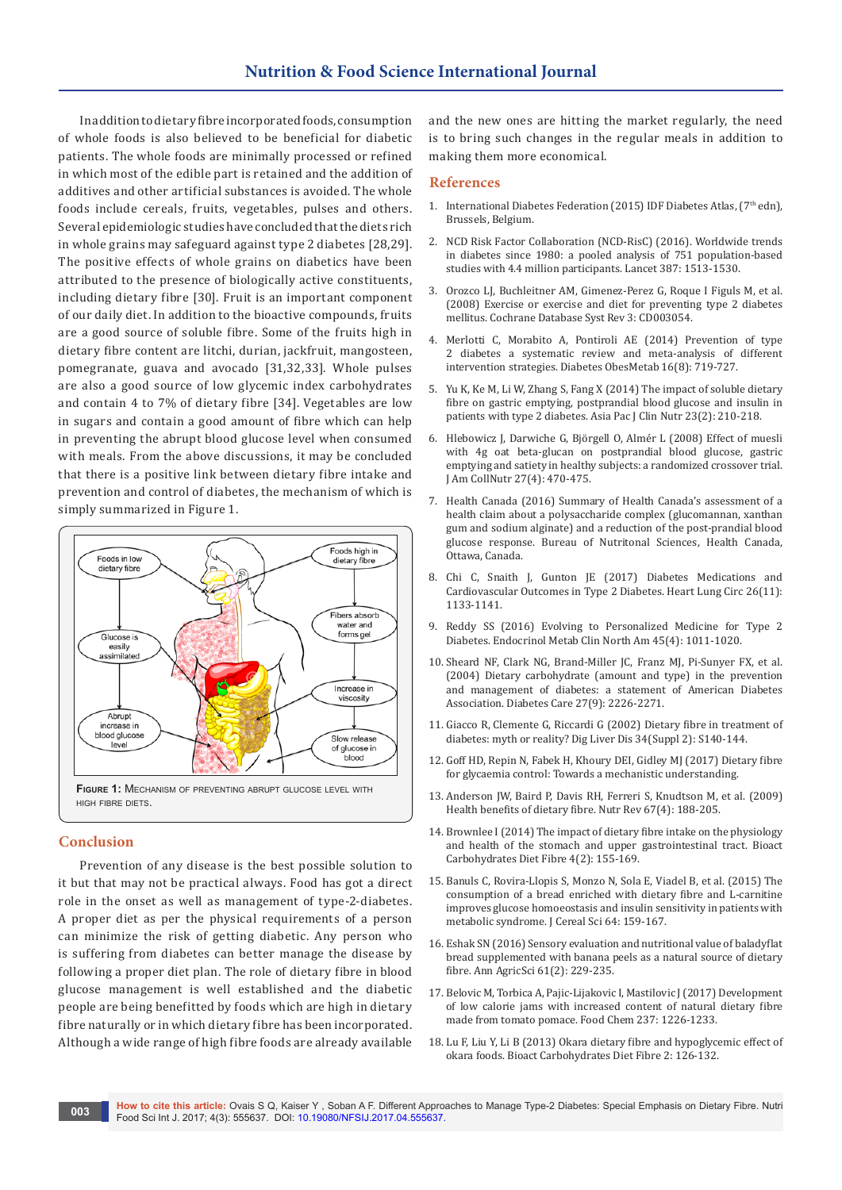In addition to dietary fibre incorporated foods, consumption of whole foods is also believed to be beneficial for diabetic patients. The whole foods are minimally processed or refined in which most of the edible part is retained and the addition of additives and other artificial substances is avoided. The whole foods include cereals, fruits, vegetables, pulses and others. Several epidemiologic studies have concluded that the diets rich in whole grains may safeguard against type 2 diabetes [28,29]. The positive effects of whole grains on diabetics have been attributed to the presence of biologically active constituents, including dietary fibre [30]. Fruit is an important component of our daily diet. In addition to the bioactive compounds, fruits are a good source of soluble fibre. Some of the fruits high in dietary fibre content are litchi, durian, jackfruit, mangosteen, pomegranate, guava and avocado [31,32,33]. Whole pulses are also a good source of low glycemic index carbohydrates and contain 4 to 7% of dietary fibre [34]. Vegetables are low in sugars and contain a good amount of fibre which can help in preventing the abrupt blood glucose level when consumed with meals. From the above discussions, it may be concluded that there is a positive link between dietary fibre intake and prevention and control of diabetes, the mechanism of which is simply summarized in Figure 1.

Foods in low dietary fibre → Glucose is easily assimilated → Abrupt increase in blood glucose level

Foods high in dietary fibre → Fibers absorb water and forms gel → Increase in viscosity → Slow release of glucose in blood

**Figure 1:** Mechanism of preventing abrupt glucose level with high fibre diets.

## Conclusion

Prevention of any disease is the best possible solution to it but that may not be practical always. Food has got a direct role in the onset as well as management of type-2-diabetes. A proper diet as per the physical requirements of a person can minimize the risk of getting diabetic. Any person who is suffering from diabetes can better manage the disease by following a proper diet plan. The role of dietary fibre in blood glucose management is well established and the diabetic people are being benefitted by foods which are high in dietary fibre naturally or in which dietary fibre has been incorporated. Although a wide range of high fibre foods are already available and the new ones are hitting the market regularly, the need is to bring such changes in the regular meals in addition to making them more economical.

## References

1. International Diabetes Federation (2015) IDF Diabetes Atlas, (7th edn), Brussels, Belgium.
2. NCD Risk Factor Collaboration (NCD-RisC) (2016). Worldwide trends in diabetes since 1980: a pooled analysis of 751 population-based studies with 4.4 million participants. Lancet 387: 1513-1530.
3. Orozco LJ, Buchleitner AM, Gimenez-Perez G, Roque I Figuls M, et al. (2008) Exercise or exercise and diet for preventing type 2 diabetes mellitus. Cochrane Database Syst Rev 3: CD003054.
4. Merlotti C, Morabito A, Pontiroli AE (2014) Prevention of type 2 diabetes a systematic review and meta-analysis of different intervention strategies. Diabetes ObesMetab 16(8): 719-727.
5. Yu K, Ke M, Li W, Zhang S, Fang X (2014) The impact of soluble dietary fibre on gastric emptying, postprandial blood glucose and insulin in patients with type 2 diabetes. Asia Pac J Clin Nutr 23(2): 210-218.
6. Hlebowicz J, Darwiche G, Björgell O, Almér L (2008) Effect of muesli with 4g oat beta-glucan on postprandial blood glucose, gastric emptying and satiety in healthy subjects: a randomized crossover trial. J Am CollNutr 27(4): 470-475.
7. Health Canada (2016) Summary of Health Canada's assessment of a health claim about a polysaccharide complex (glucomannan, xanthan gum and sodium alginate) and a reduction of the post-prandial blood glucose response. Bureau of Nutritonal Sciences, Health Canada, Ottawa, Canada.
8. Chi C, Snaith J, Gunton JE (2017) Diabetes Medications and Cardiovascular Outcomes in Type 2 Diabetes. Heart Lung Circ 26(11): 1133-1141.
9. Reddy SS (2016) Evolving to Personalized Medicine for Type 2 Diabetes. Endocrinol Metab Clin North Am 45(4): 1011-1020.
10. Sheard NF, Clark NG, Brand-Miller JC, Franz MJ, Pi-Sunyer FX, et al. (2004) Dietary carbohydrate (amount and type) in the prevention and management of diabetes: a statement of American Diabetes Association. Diabetes Care 27(9): 2226-2271.
11. Giacco R, Clemente G, Riccardi G (2002) Dietary fibre in treatment of diabetes: myth or reality? Dig Liver Dis 34(Suppl 2): S140-144.
12. Goff HD, Repin N, Fabek H, Khoury DEI, Gidley MJ (2017) Dietary fibre for glycaemia control: Towards a mechanistic understanding.
13. Anderson JW, Baird P, Davis RH, Ferreri S, Knudtson M, et al. (2009) Health benefits of dietary fibre. Nutr Rev 67(4): 188-205.
14. Brownlee I (2014) The impact of dietary fibre intake on the physiology and health of the stomach and upper gastrointestinal tract. Bioact Carbohydrates Diet Fibre 4(2): 155-169.
15. Banuls C, Rovira-Llopis S, Monzo N, Sola E, Viadel B, et al. (2015) The consumption of a bread enriched with dietary fibre and L-carnitine improves glucose homoeostasis and insulin sensitivity in patients with metabolic syndrome. J Cereal Sci 64: 159-167.
16. Eshak SN (2016) Sensory evaluation and nutritional value of baladyflat bread supplemented with banana peels as a natural source of dietary fibre. Ann AgricSci 61(2): 229-235.
17. Belovic M, Torbica A, Pajic-Lijakovic I, Mastilovic J (2017) Development of low calorie jams with increased content of natural dietary fibre made from tomato pomace. Food Chem 237: 1226-1233.
18. Lu F, Liu Y, Li B (2013) Okara dietary fibre and hypoglycemic effect of okara foods. Bioact Carbohydrates Diet Fibre 2: 126-132.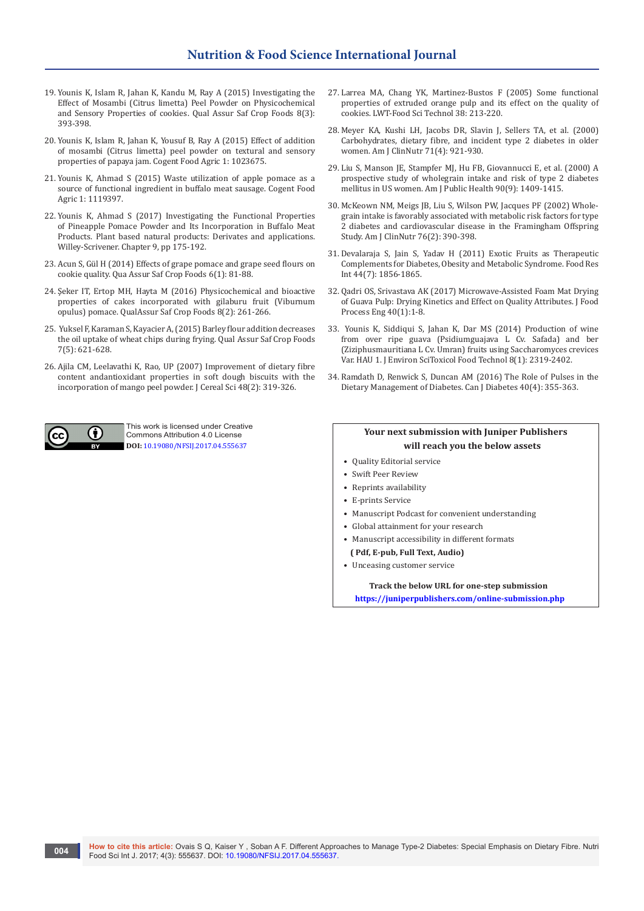19. Younis K, Islam R, Jahan K, Kandu M, Ray A (2015) Investigating the Effect of Mosambi (Citrus limetta) Peel Powder on Physicochemical and Sensory Properties of cookies. Qual Assur Saf Crop Foods 8(3): 393-398.
20. Younis K, Islam R, Jahan K, Yousuf B, Ray A (2015) Effect of addition of mosambi (Citrus limetta) peel powder on textural and sensory properties of papaya jam. Cogent Food Agric 1: 1023675.
21. Younis K, Ahmad S (2015) Waste utilization of apple pomace as a source of functional ingredient in buffalo meat sausage. Cogent Food Agric 1: 1119397.
22. Younis K, Ahmad S (2017) Investigating the Functional Properties of Pineapple Pomace Powder and Its Incorporation in Buffalo Meat Products. Plant based natural products: Derivates and applications. Willey-Scrivener. Chapter 9, pp 175-192.
23. Acun S, Gül H (2014) Effects of grape pomace and grape seed flours on cookie quality. Qua Assur Saf Crop Foods 6(1): 81-88.
24. Şeker IT, Ertop MH, Hayta M (2016) Physicochemical and bioactive properties of cakes incorporated with gilaburu fruit (Viburnum opulus) pomace. QualAssur Saf Crop Foods 8(2): 261-266.
25. Yuksel F, Karaman S, Kayacier A, (2015) Barley flour addition decreases the oil uptake of wheat chips during frying. Qual Assur Saf Crop Foods 7(5): 621-628.
26. Ajila CM, Leelavathi K, Rao, UP (2007) Improvement of dietary fibre content andantioxidant properties in soft dough biscuits with the incorporation of mango peel powder. J Cereal Sci 48(2): 319-326.
27. Larrea MA, Chang YK, Martinez-Bustos F (2005) Some functional properties of extruded orange pulp and its effect on the quality of cookies. LWT-Food Sci Technol 38: 213-220.
28. Meyer KA, Kushi LH, Jacobs DR, Slavin J, Sellers TA, et al. (2000) Carbohydrates, dietary fibre, and incident type 2 diabetes in older women. Am J ClinNutr 71(4): 921-930.
29. Liu S, Manson JE, Stampfer MJ, Hu FB, Giovannucci E, et al. (2000) A prospective study of wholegrain intake and risk of type 2 diabetes mellitus in US women. Am J Public Health 90(9): 1409-1415.
30. McKeown NM, Meigs JB, Liu S, Wilson PW, Jacques PF (2002) Whole-grain intake is favorably associated with metabolic risk factors for type 2 diabetes and cardiovascular disease in the Framingham Offspring Study. Am J ClinNutr 76(2): 390-398.
31. Devalaraja S, Jain S, Yadav H (2011) Exotic Fruits as Therapeutic Complements for Diabetes, Obesity and Metabolic Syndrome. Food Res Int 44(7): 1856-1865.
32. Qadri OS, Srivastava AK (2017) Microwave-Assisted Foam Mat Drying of Guava Pulp: Drying Kinetics and Effect on Quality Attributes. J Food Process Eng 40(1):1-8.
33. Younis K, Siddiqui S, Jahan K, Dar MS (2014) Production of wine from over ripe guava (Psidiumguajava L Cv. Safada) and ber (Ziziphusmauritiana L Cv. Umran) fruits using Saccharomyces crevices Var. HAU 1. J Environ SciToxicol Food Technol 8(1): 2319-2402.
34. Ramdath D, Renwick S, Duncan AM (2016) The Role of Pulses in the Dietary Management of Diabetes. Can J Diabetes 40(4): 355-363.

This work is licensed under Creative Commons Attribution 4.0 License
**DOI:** 10.19080/NFSIJ.2017.04.555637

**Your next submission with Juniper Publishers will reach you the below assets**

- Quality Editorial service
- Swift Peer Review
- Reprints availability
- E-prints Service
- Manuscript Podcast for convenient understanding
- Global attainment for your research
- Manuscript accessibility in different formats
  **( Pdf, E-pub, Full Text, Audio)**
- Unceasing customer service

**Track the below URL for one-step submission**
**https://juniperpublishers.com/online-submission.php**

**How to cite this article:** Ovais S Q, Kaiser Y , Soban A F. Different Approaches to Manage Type-2 Diabetes: Special Emphasis on Dietary Fibre. Nutri Food Sci Int J. 2017; 4(3): 555637. DOI: 10.19080/NFSIJ.2017.04.555637.